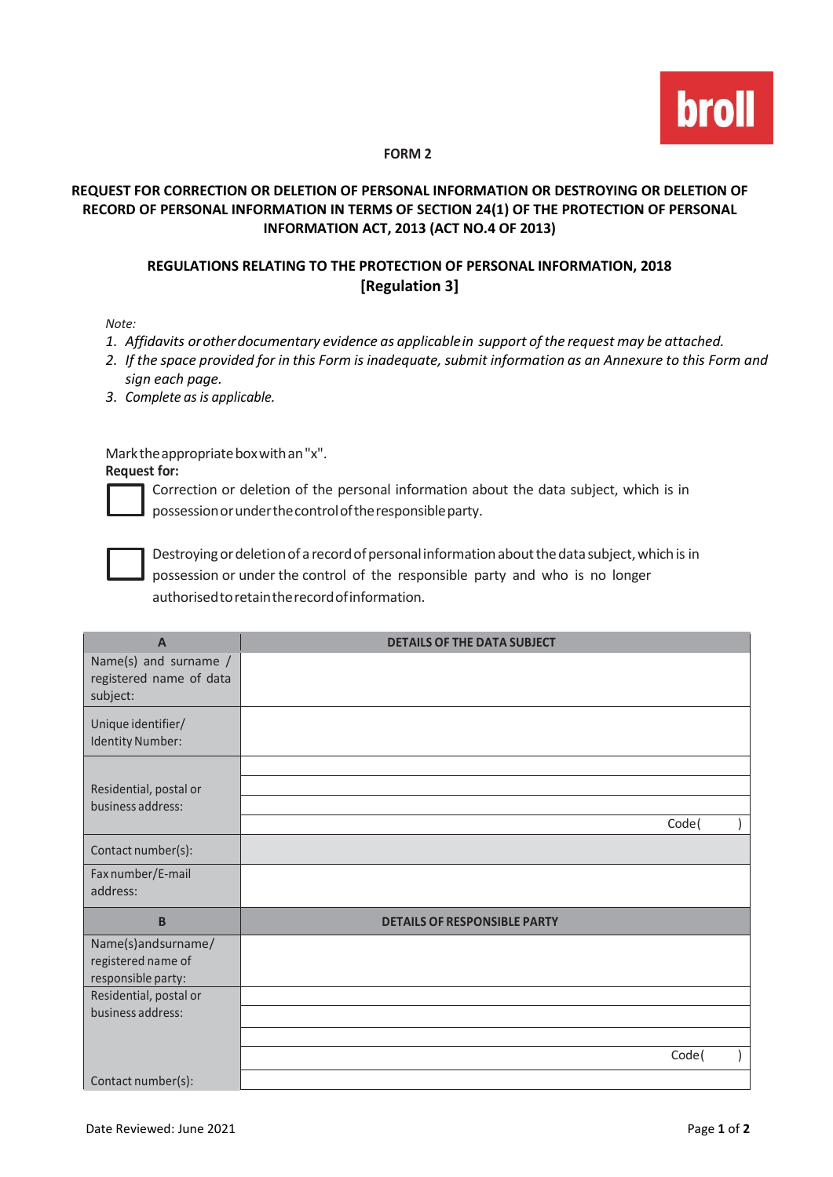**FORM 2**

## REQUEST FOR CORRECTION OR DELETION OF PERSONAL INFORMATION OR DESTROYING OR DELETION OF RECORD OF PERSONAL INFORMATION IN TERMS OF SECTION 24(1) OF THE PROTECTION OF PERSONAL INFORMATION ACT, 2013 (ACT NO.4 OF 2013)

### REGULATIONS RELATING TO THE PROTECTION OF PERSONAL INFORMATION, 2018 [Regulation 3]

*Note:*

1. *Affidavits or other documentary evidence as applicable in support of the request may be attached.*
2. *If the space provided for in this Form is inadequate, submit information as an Annexure to this Form and sign each page.*
3. *Complete as is applicable.*

Mark the appropriate box with an "x".

**Request for:**

☐ Correction or deletion of the personal information about the data subject, which is in possession or under the control of the responsible party.

☐ Destroying or deletion of a record of personal information about the data subject, which is in possession or under the control of the responsible party and who is no longer authorised to retain the record of information.

| A | DETAILS OF THE DATA SUBJECT |
|---|---|
| Name(s) and surname / registered name of data subject: | |
| Unique identifier/ Identity Number: | |
| Residential, postal or business address: | |
| | |
| | |
| | Code( ) |
| Contact number(s): | |
| Fax number/E-mail address: | |
| **B** | **DETAILS OF RESPONSIBLE PARTY** |
| Name(s) and surname/ registered name of responsible party: | |
| Residential, postal or business address: | |
| | |
| | |
| | Code( ) |
| Contact number(s): | |

Date Reviewed: June 2021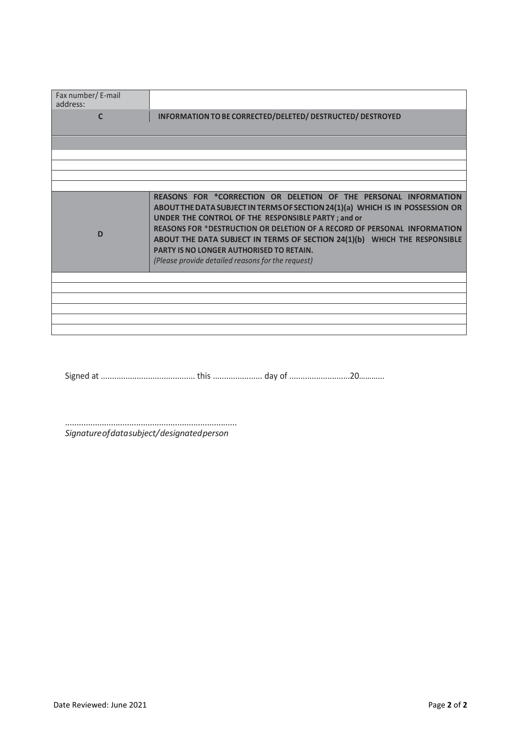| | |
|---|---|
| Fax number/ E-mail address: | |
| **C** | **INFORMATION TO BE CORRECTED/DELETED/ DESTRUCTED/ DESTROYED** |
| | |
| | |
| | |
| | |
| | |
| **D** | **REASONS FOR \*CORRECTION OR DELETION OF THE PERSONAL INFORMATION ABOUT THE DATA SUBJECT IN TERMS OF SECTION 24(1)(a) WHICH IS IN POSSESSION OR UNDER THE CONTROL OF THE RESPONSIBLE PARTY ; and or**<br>**REASONS FOR \*DESTRUCTION OR DELETION OF A RECORD OF PERSONAL INFORMATION ABOUT THE DATA SUBJECT IN TERMS OF SECTION 24(1)(b) WHICH THE RESPONSIBLE PARTY IS NO LONGER AUTHORISED TO RETAIN.**<br>*(Please provide detailed reasons for the request)* |
| | |
| | |
| | |
| | |
| | |
| | |

Signed at .......................................... this ...................... day of ...........................20...........

...........................................................................
*Signature of data subject/ designated person*

Date Reviewed: June 2021